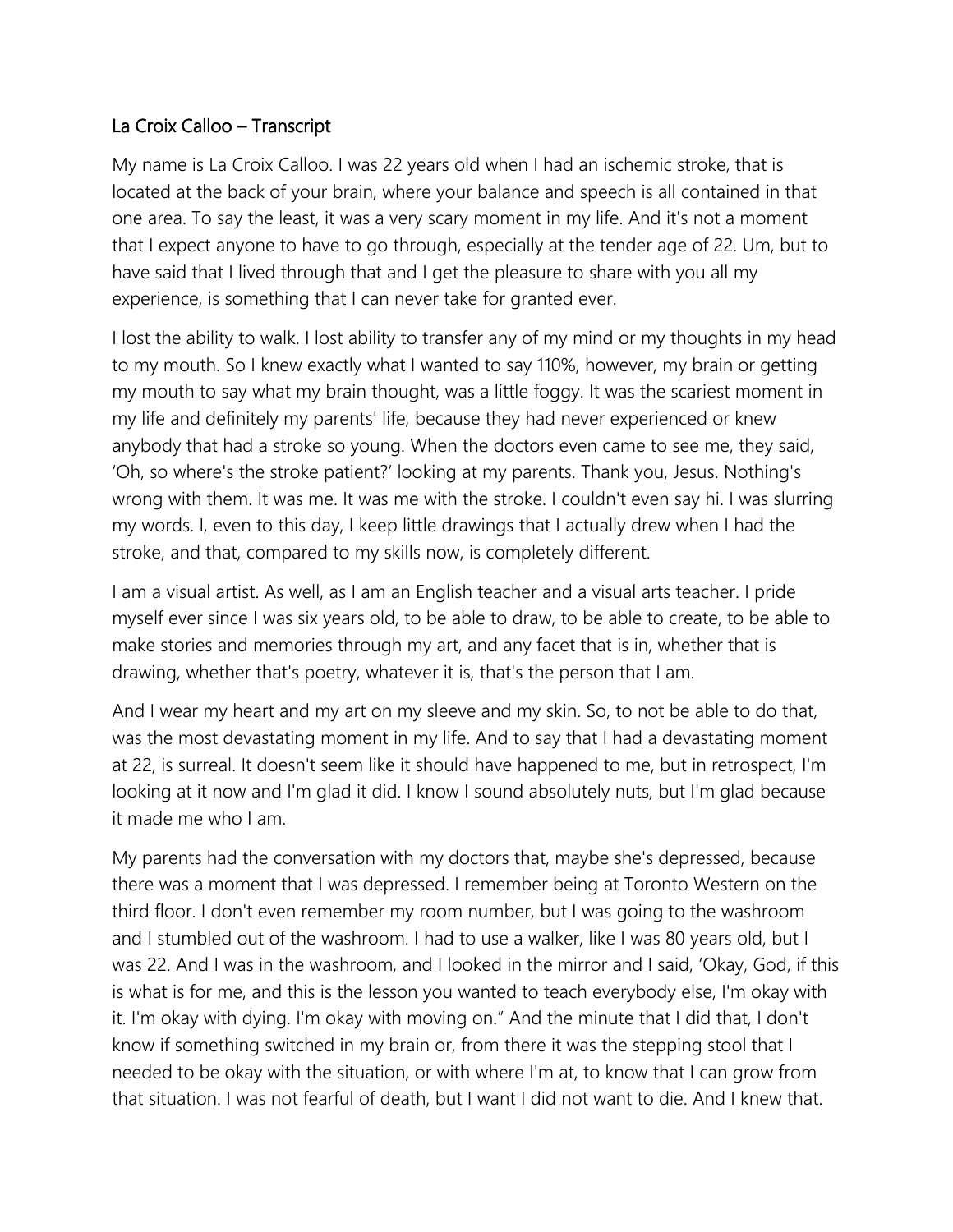## La Croix Calloo – Transcript

My name is La Croix Calloo. I was 22 years old when I had an ischemic stroke, that is located at the back of your brain, where your balance and speech is all contained in that one area. To say the least, it was a very scary moment in my life. And it's not a moment that I expect anyone to have to go through, especially at the tender age of 22. Um, but to have said that I lived through that and I get the pleasure to share with you all my experience, is something that I can never take for granted ever.

I lost the ability to walk. I lost ability to transfer any of my mind or my thoughts in my head to my mouth. So I knew exactly what I wanted to say 110%, however, my brain or getting my mouth to say what my brain thought, was a little foggy. It was the scariest moment in my life and definitely my parents' life, because they had never experienced or knew anybody that had a stroke so young. When the doctors even came to see me, they said, 'Oh, so where's the stroke patient?' looking at my parents. Thank you, Jesus. Nothing's wrong with them. It was me. It was me with the stroke. I couldn't even say hi. I was slurring my words. I, even to this day, I keep little drawings that I actually drew when I had the stroke, and that, compared to my skills now, is completely different.

I am a visual artist. As well, as I am an English teacher and a visual arts teacher. I pride myself ever since I was six years old, to be able to draw, to be able to create, to be able to make stories and memories through my art, and any facet that is in, whether that is drawing, whether that's poetry, whatever it is, that's the person that I am.

And I wear my heart and my art on my sleeve and my skin. So, to not be able to do that, was the most devastating moment in my life. And to say that I had a devastating moment at 22, is surreal. It doesn't seem like it should have happened to me, but in retrospect, I'm looking at it now and I'm glad it did. I know I sound absolutely nuts, but I'm glad because it made me who I am.

My parents had the conversation with my doctors that, maybe she's depressed, because there was a moment that I was depressed. I remember being at Toronto Western on the third floor. I don't even remember my room number, but I was going to the washroom and I stumbled out of the washroom. I had to use a walker, like I was 80 years old, but I was 22. And I was in the washroom, and I looked in the mirror and I said, 'Okay, God, if this is what is for me, and this is the lesson you wanted to teach everybody else, I'm okay with it. I'm okay with dying. I'm okay with moving on." And the minute that I did that, I don't know if something switched in my brain or, from there it was the stepping stool that I needed to be okay with the situation, or with where I'm at, to know that I can grow from that situation. I was not fearful of death, but I want I did not want to die. And I knew that.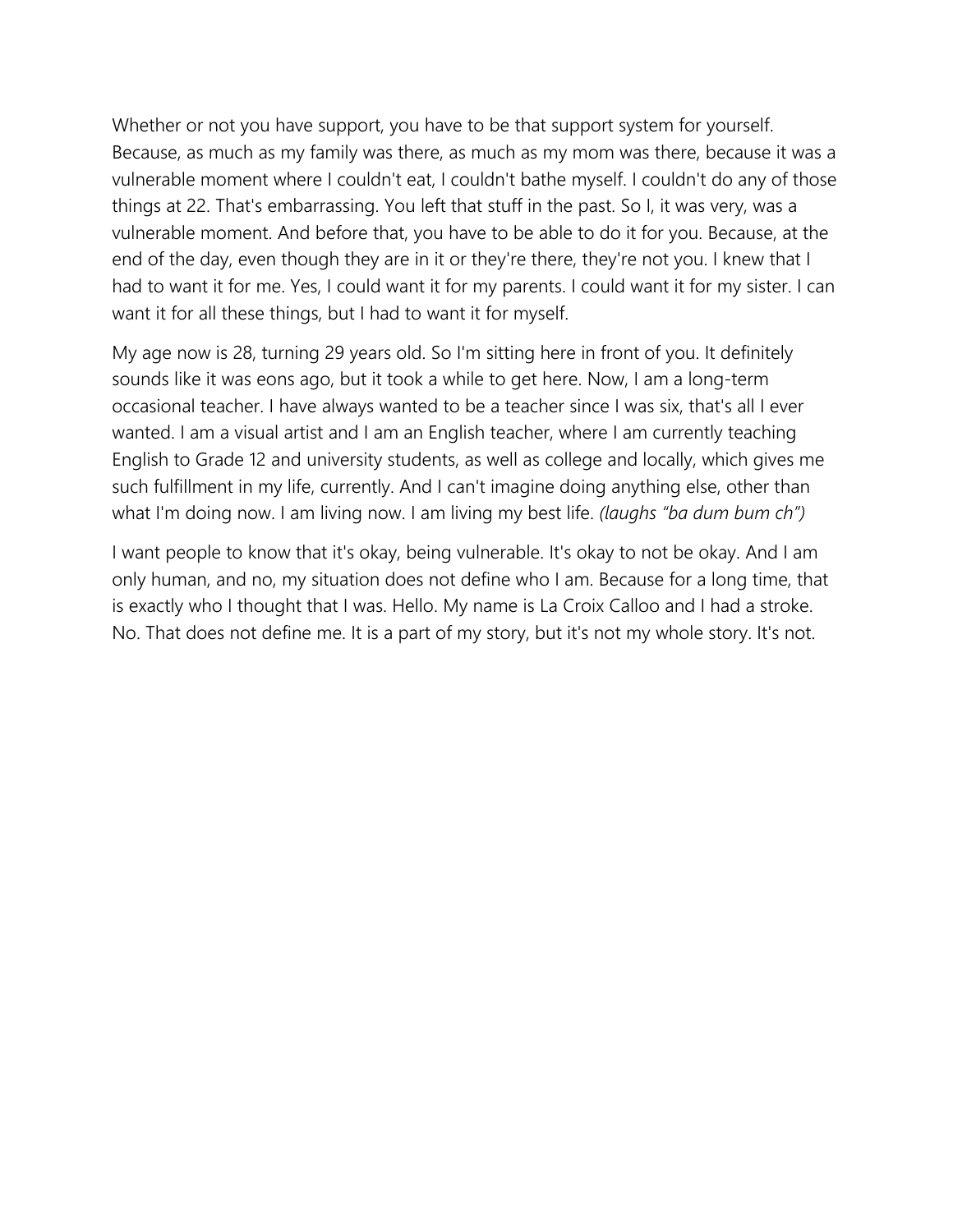Whether or not you have support, you have to be that support system for yourself. Because, as much as my family was there, as much as my mom was there, because it was a vulnerable moment where I couldn't eat, I couldn't bathe myself. I couldn't do any of those things at 22. That's embarrassing. You left that stuff in the past. So I, it was very, was a vulnerable moment. And before that, you have to be able to do it for you. Because, at the end of the day, even though they are in it or they're there, they're not you. I knew that I had to want it for me. Yes, I could want it for my parents. I could want it for my sister. I can want it for all these things, but I had to want it for myself.

My age now is 28, turning 29 years old. So I'm sitting here in front of you. It definitely sounds like it was eons ago, but it took a while to get here. Now, I am a long-term occasional teacher. I have always wanted to be a teacher since I was six, that's all I ever wanted. I am a visual artist and I am an English teacher, where I am currently teaching English to Grade 12 and university students, as well as college and locally, which gives me such fulfillment in my life, currently. And I can't imagine doing anything else, other than what I'm doing now. I am living now. I am living my best life. *(laughs "ba dum bum ch")*

I want people to know that it's okay, being vulnerable. It's okay to not be okay. And I am only human, and no, my situation does not define who I am. Because for a long time, that is exactly who I thought that I was. Hello. My name is La Croix Calloo and I had a stroke. No. That does not define me. It is a part of my story, but it's not my whole story. It's not.